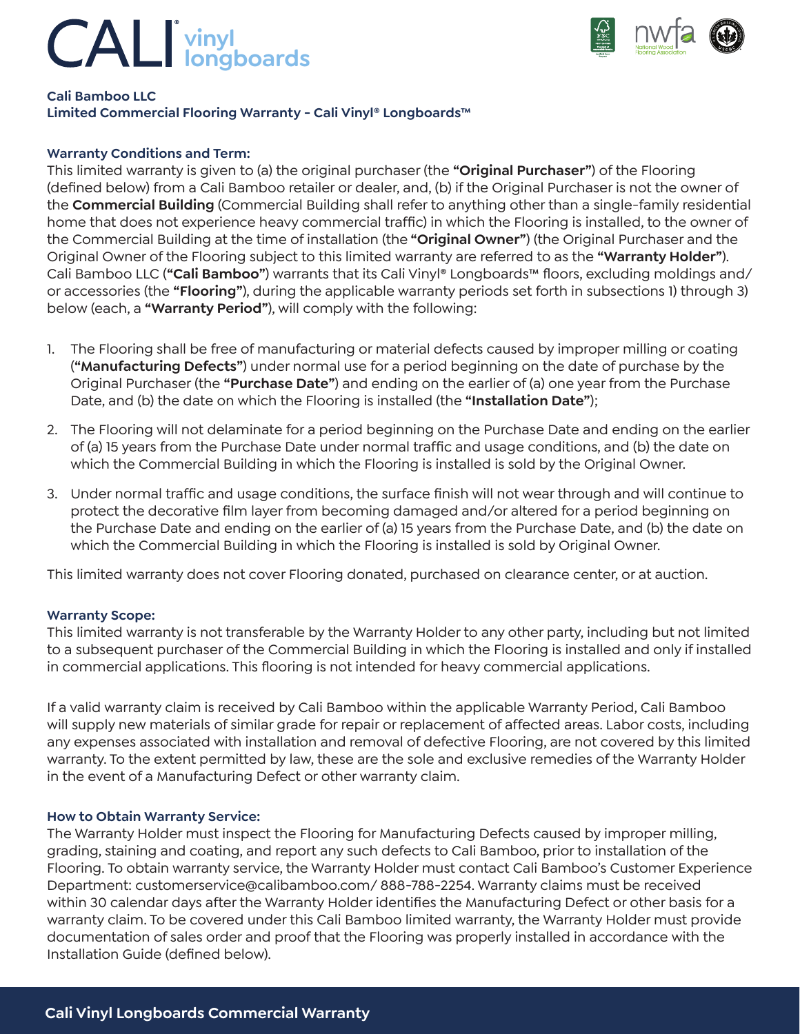# CALI® vinyl longboards

**Cali Bamboo LLC**
**Limited Commercial Flooring Warranty – Cali Vinyl® Longboards™**

### Warranty Conditions and Term:

This limited warranty is given to (a) the original purchaser (the **"Original Purchaser"**) of the Flooring (defined below) from a Cali Bamboo retailer or dealer, and, (b) if the Original Purchaser is not the owner of the **Commercial Building** (Commercial Building shall refer to anything other than a single-family residential home that does not experience heavy commercial traffic) in which the Flooring is installed, to the owner of the Commercial Building at the time of installation (the **"Original Owner"**) (the Original Purchaser and the Original Owner of the Flooring subject to this limited warranty are referred to as the **"Warranty Holder"**). Cali Bamboo LLC (**"Cali Bamboo"**) warrants that its Cali Vinyl® Longboards™ floors, excluding moldings and/ or accessories (the **"Flooring"**), during the applicable warranty periods set forth in subsections 1) through 3) below (each, a **"Warranty Period"**), will comply with the following:

1. The Flooring shall be free of manufacturing or material defects caused by improper milling or coating (**"Manufacturing Defects"**) under normal use for a period beginning on the date of purchase by the Original Purchaser (the **"Purchase Date"**) and ending on the earlier of (a) one year from the Purchase Date, and (b) the date on which the Flooring is installed (the **"Installation Date"**);
2. The Flooring will not delaminate for a period beginning on the Purchase Date and ending on the earlier of (a) 15 years from the Purchase Date under normal traffic and usage conditions, and (b) the date on which the Commercial Building in which the Flooring is installed is sold by the Original Owner.
3. Under normal traffic and usage conditions, the surface finish will not wear through and will continue to protect the decorative film layer from becoming damaged and/or altered for a period beginning on the Purchase Date and ending on the earlier of (a) 15 years from the Purchase Date, and (b) the date on which the Commercial Building in which the Flooring is installed is sold by Original Owner.

This limited warranty does not cover Flooring donated, purchased on clearance center, or at auction.

### Warranty Scope:

This limited warranty is not transferable by the Warranty Holder to any other party, including but not limited to a subsequent purchaser of the Commercial Building in which the Flooring is installed and only if installed in commercial applications. This flooring is not intended for heavy commercial applications.

If a valid warranty claim is received by Cali Bamboo within the applicable Warranty Period, Cali Bamboo will supply new materials of similar grade for repair or replacement of affected areas. Labor costs, including any expenses associated with installation and removal of defective Flooring, are not covered by this limited warranty. To the extent permitted by law, these are the sole and exclusive remedies of the Warranty Holder in the event of a Manufacturing Defect or other warranty claim.

### How to Obtain Warranty Service:

The Warranty Holder must inspect the Flooring for Manufacturing Defects caused by improper milling, grading, staining and coating, and report any such defects to Cali Bamboo, prior to installation of the Flooring. To obtain warranty service, the Warranty Holder must contact Cali Bamboo's Customer Experience Department: customerservice@calibamboo.com/ 888-788-2254. Warranty claims must be received within 30 calendar days after the Warranty Holder identifies the Manufacturing Defect or other basis for a warranty claim. To be covered under this Cali Bamboo limited warranty, the Warranty Holder must provide documentation of sales order and proof that the Flooring was properly installed in accordance with the Installation Guide (defined below).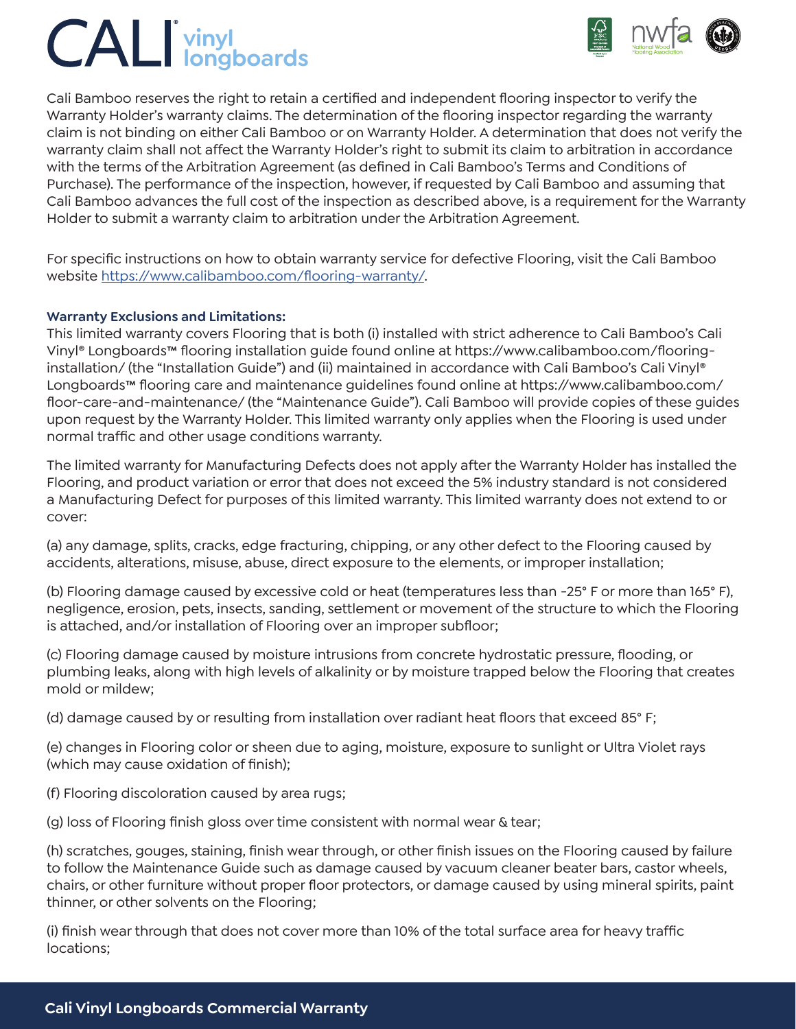Cali Bamboo reserves the right to retain a certified and independent flooring inspector to verify the Warranty Holder's warranty claims. The determination of the flooring inspector regarding the warranty claim is not binding on either Cali Bamboo or on Warranty Holder. A determination that does not verify the warranty claim shall not affect the Warranty Holder's right to submit its claim to arbitration in accordance with the terms of the Arbitration Agreement (as defined in Cali Bamboo's Terms and Conditions of Purchase). The performance of the inspection, however, if requested by Cali Bamboo and assuming that Cali Bamboo advances the full cost of the inspection as described above, is a requirement for the Warranty Holder to submit a warranty claim to arbitration under the Arbitration Agreement.

For specific instructions on how to obtain warranty service for defective Flooring, visit the Cali Bamboo website [https://www.calibamboo.com/flooring-warranty/](https://www.calibamboo.com/flooring-warranty/).

**Warranty Exclusions and Limitations:**

This limited warranty covers Flooring that is both (i) installed with strict adherence to Cali Bamboo's Cali Vinyl® Longboards™ flooring installation guide found online at https://www.calibamboo.com/flooring-installation/ (the "Installation Guide") and (ii) maintained in accordance with Cali Bamboo's Cali Vinyl® Longboards™ flooring care and maintenance guidelines found online at https://www.calibamboo.com/floor-care-and-maintenance/ (the "Maintenance Guide"). Cali Bamboo will provide copies of these guides upon request by the Warranty Holder. This limited warranty only applies when the Flooring is used under normal traffic and other usage conditions warranty.

The limited warranty for Manufacturing Defects does not apply after the Warranty Holder has installed the Flooring, and product variation or error that does not exceed the 5% industry standard is not considered a Manufacturing Defect for purposes of this limited warranty. This limited warranty does not extend to or cover:

(a) any damage, splits, cracks, edge fracturing, chipping, or any other defect to the Flooring caused by accidents, alterations, misuse, abuse, direct exposure to the elements, or improper installation;

(b) Flooring damage caused by excessive cold or heat (temperatures less than -25° F or more than 165° F), negligence, erosion, pets, insects, sanding, settlement or movement of the structure to which the Flooring is attached, and/or installation of Flooring over an improper subfloor;

(c) Flooring damage caused by moisture intrusions from concrete hydrostatic pressure, flooding, or plumbing leaks, along with high levels of alkalinity or by moisture trapped below the Flooring that creates mold or mildew;

(d) damage caused by or resulting from installation over radiant heat floors that exceed 85° F;

(e) changes in Flooring color or sheen due to aging, moisture, exposure to sunlight or Ultra Violet rays (which may cause oxidation of finish);

(f) Flooring discoloration caused by area rugs;

(g) loss of Flooring finish gloss over time consistent with normal wear & tear;

(h) scratches, gouges, staining, finish wear through, or other finish issues on the Flooring caused by failure to follow the Maintenance Guide such as damage caused by vacuum cleaner beater bars, castor wheels, chairs, or other furniture without proper floor protectors, or damage caused by using mineral spirits, paint thinner, or other solvents on the Flooring;

(i) finish wear through that does not cover more than 10% of the total surface area for heavy traffic locations;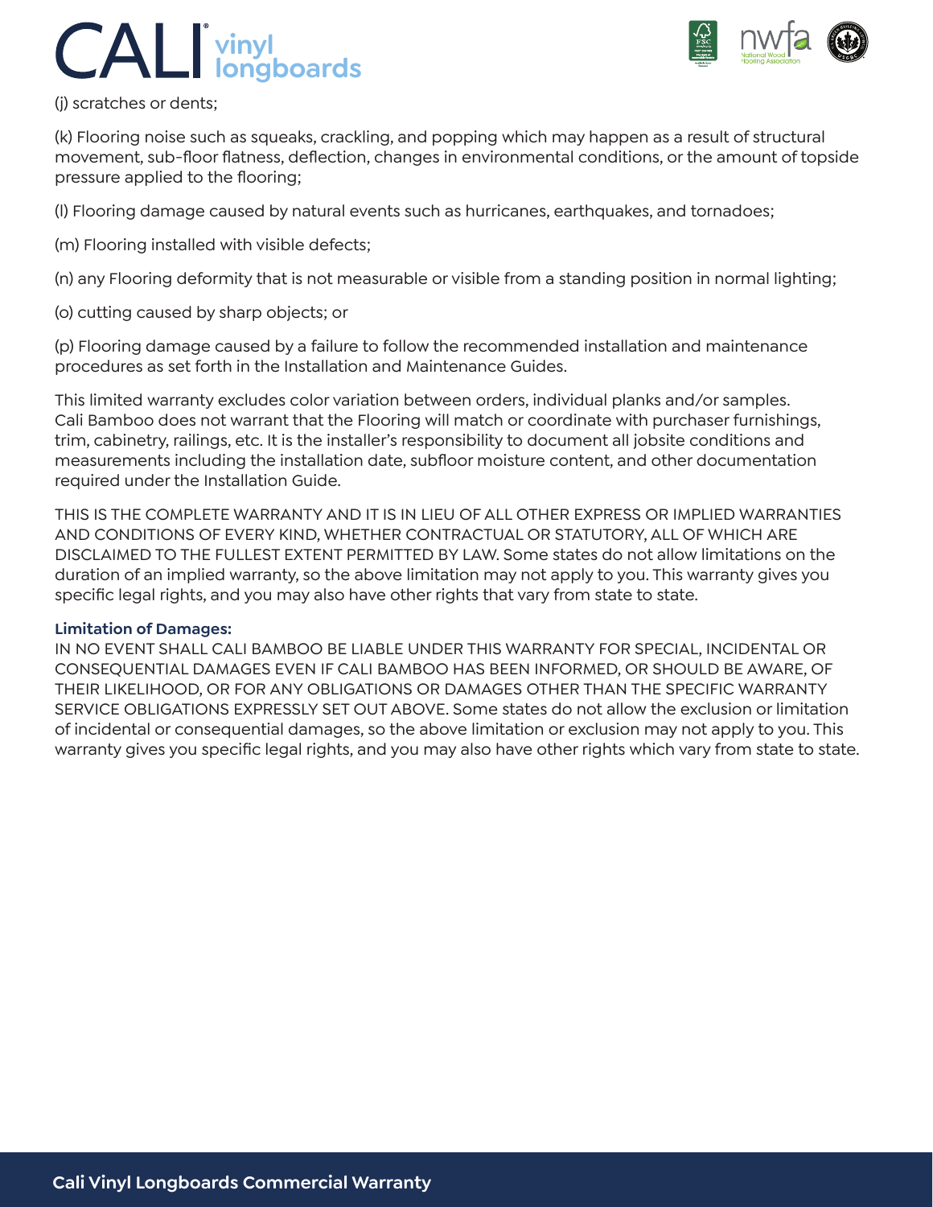(j) scratches or dents;

(k) Flooring noise such as squeaks, crackling, and popping which may happen as a result of structural movement, sub-floor flatness, deflection, changes in environmental conditions, or the amount of topside pressure applied to the flooring;

(l) Flooring damage caused by natural events such as hurricanes, earthquakes, and tornadoes;

(m) Flooring installed with visible defects;

(n) any Flooring deformity that is not measurable or visible from a standing position in normal lighting;

(o) cutting caused by sharp objects; or

(p) Flooring damage caused by a failure to follow the recommended installation and maintenance procedures as set forth in the Installation and Maintenance Guides.

This limited warranty excludes color variation between orders, individual planks and/or samples. Cali Bamboo does not warrant that the Flooring will match or coordinate with purchaser furnishings, trim, cabinetry, railings, etc. It is the installer's responsibility to document all jobsite conditions and measurements including the installation date, subfloor moisture content, and other documentation required under the Installation Guide.

THIS IS THE COMPLETE WARRANTY AND IT IS IN LIEU OF ALL OTHER EXPRESS OR IMPLIED WARRANTIES AND CONDITIONS OF EVERY KIND, WHETHER CONTRACTUAL OR STATUTORY, ALL OF WHICH ARE DISCLAIMED TO THE FULLEST EXTENT PERMITTED BY LAW. Some states do not allow limitations on the duration of an implied warranty, so the above limitation may not apply to you. This warranty gives you specific legal rights, and you may also have other rights that vary from state to state.

**Limitation of Damages:**
IN NO EVENT SHALL CALI BAMBOO BE LIABLE UNDER THIS WARRANTY FOR SPECIAL, INCIDENTAL OR CONSEQUENTIAL DAMAGES EVEN IF CALI BAMBOO HAS BEEN INFORMED, OR SHOULD BE AWARE, OF THEIR LIKELIHOOD, OR FOR ANY OBLIGATIONS OR DAMAGES OTHER THAN THE SPECIFIC WARRANTY SERVICE OBLIGATIONS EXPRESSLY SET OUT ABOVE. Some states do not allow the exclusion or limitation of incidental or consequential damages, so the above limitation or exclusion may not apply to you. This warranty gives you specific legal rights, and you may also have other rights which vary from state to state.